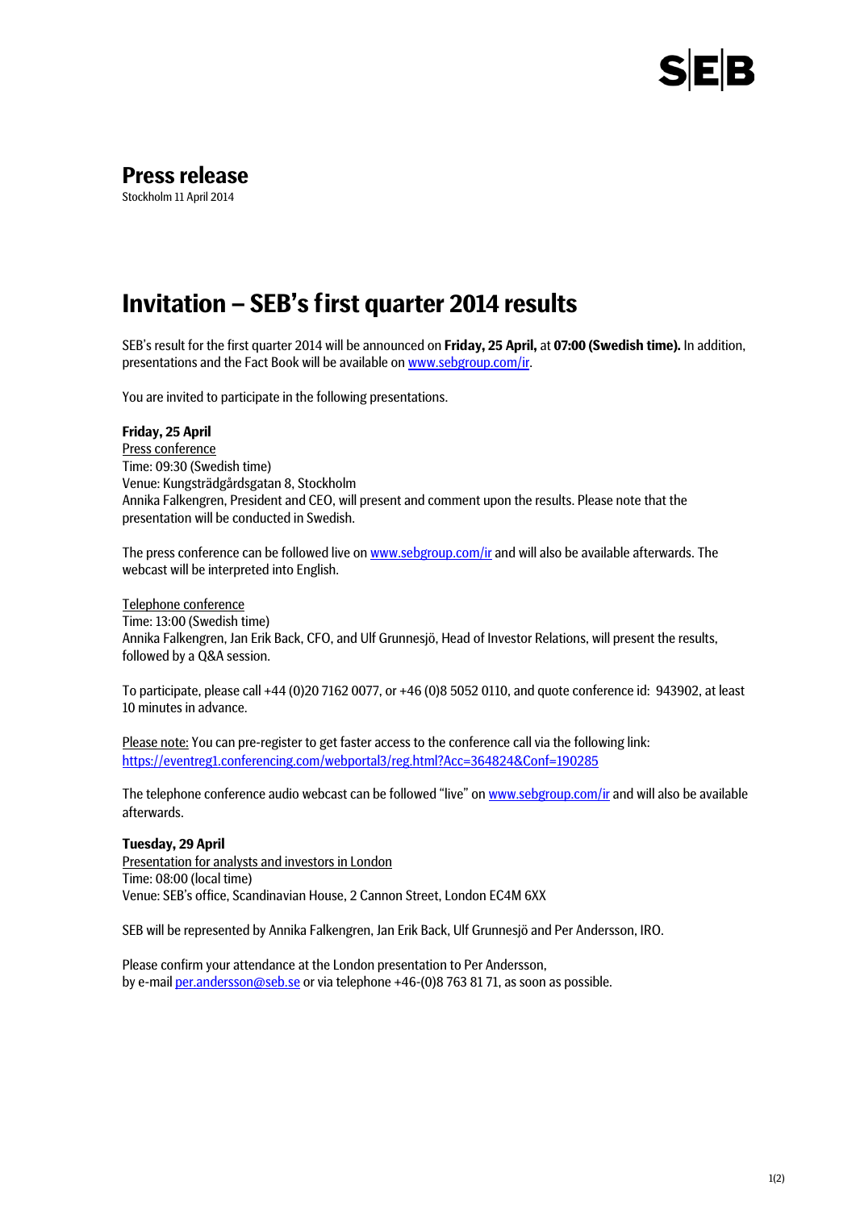# Press release

Stockholm 11 April 2014

## Invitation – SEB's first quarter 2014 results

SEB's result for the first quarter 2014 will be announced on **Friday, 25 April,** at **07:00 (Swedish time).** In addition, presentations and the Fact Book will be available on www.sebgroup.com/ir.

You are invited to participate in the following presentations.

**Friday, 25 April**

Press conference
Time: 09:30 (Swedish time)
Venue: Kungsträdgårdsgatan 8, Stockholm
Annika Falkengren, President and CEO, will present and comment upon the results. Please note that the presentation will be conducted in Swedish.

The press conference can be followed live on www.sebgroup.com/ir and will also be available afterwards. The webcast will be interpreted into English.

Telephone conference
Time: 13:00 (Swedish time)
Annika Falkengren, Jan Erik Back, CFO, and Ulf Grunnesjö, Head of Investor Relations, will present the results, followed by a Q&A session.

To participate, please call +44 (0)20 7162 0077, or +46 (0)8 5052 0110, and quote conference id: 943902, at least 10 minutes in advance.

Please note: You can pre-register to get faster access to the conference call via the following link:
https://eventreg1.conferencing.com/webportal3/reg.html?Acc=364824&Conf=190285

The telephone conference audio webcast can be followed "live" on www.sebgroup.com/ir and will also be available afterwards.

**Tuesday, 29 April**

Presentation for analysts and investors in London
Time: 08:00 (local time)
Venue: SEB's office, Scandinavian House, 2 Cannon Street, London EC4M 6XX

SEB will be represented by Annika Falkengren, Jan Erik Back, Ulf Grunnesjö and Per Andersson, IRO.

Please confirm your attendance at the London presentation to Per Andersson,
by e-mail per.andersson@seb.se or via telephone +46-(0)8 763 81 71, as soon as possible.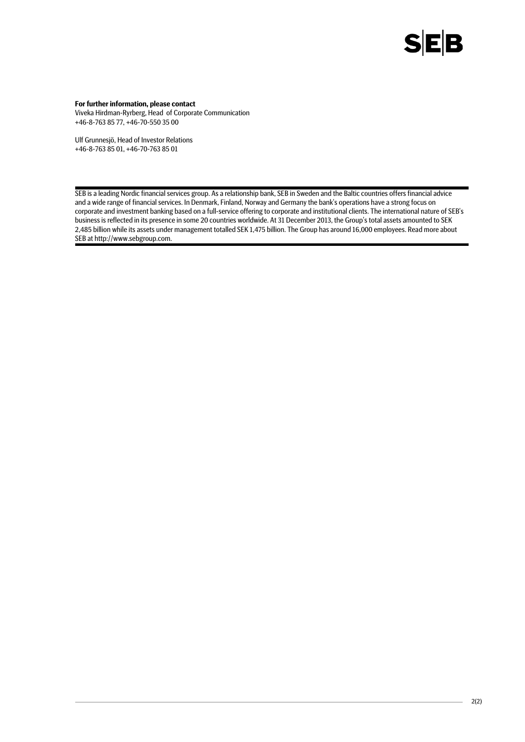**For further information, please contact**
Viveka Hirdman-Ryrberg, Head of Corporate Communication
+46-8-763 85 77, +46-70-550 35 00

Ulf Grunnesjö, Head of Investor Relations
+46-8-763 85 01, +46-70-763 85 01

SEB is a leading Nordic financial services group. As a relationship bank, SEB in Sweden and the Baltic countries offers financial advice and a wide range of financial services. In Denmark, Finland, Norway and Germany the bank's operations have a strong focus on corporate and investment banking based on a full-service offering to corporate and institutional clients. The international nature of SEB's business is reflected in its presence in some 20 countries worldwide. At 31 December 2013, the Group's total assets amounted to SEK 2,485 billion while its assets under management totalled SEK 1,475 billion. The Group has around 16,000 employees. Read more about SEB at http://www.sebgroup.com.